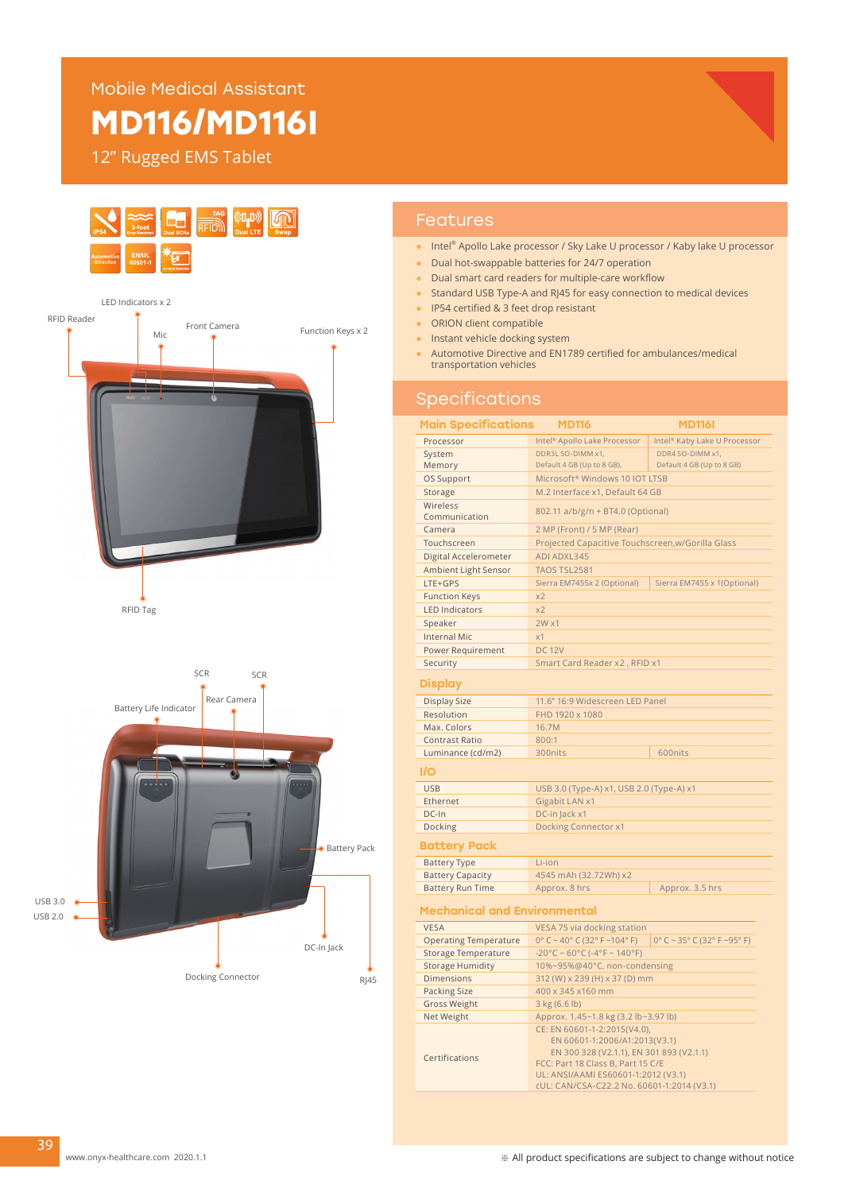Mobile Medical Assistant

# MD116/MD116I

12" Rugged EMS Tablet

IP54 | 3-foot Drop Resistant | Dual SCRs | RFID | Dual LTE | Swap | Automotive Directive | EN/UL 60601-1

LED Indicators x 2, RFID Reader, Mic, Front Camera, Function Keys x 2, RFID Tag

SCR, SCR, Rear Camera, Battery Life Indicator, Battery Pack, USB 3.0, USB 2.0, DC-In Jack, Docking Connector, RJ45

## Features

- Intel® Apollo Lake processor / Sky Lake U processor / Kaby lake U processor
- Dual hot-swappable batteries for 24/7 operation
- Dual smart card readers for multiple-care workflow
- Standard USB Type-A and RJ45 for easy connection to medical devices
- IP54 certified & 3 feet drop resistant
- ORION client compatible
- Instant vehicle docking system
- Automotive Directive and EN1789 certified for ambulances/medical transportation vehicles

## Specifications

| Main Specifications | MD116 | MD116I |
|---|---|---|
| Processor | Intel® Apollo Lake Processor | Intel® Kaby Lake U Processor |
| System Memory | DDR3L SO-DIMM x1, Default 4 GB (Up to 8 GB), | DDR4 SO-DIMM x1, Default 4 GB (Up to 8 GB) |
| OS Support | Microsoft® Windows 10 IOT LTSB | |
| Storage | M.2 Interface x1, Default 64 GB | |
| Wireless Communication | 802.11 a/b/g/n + BT4.0 (Optional) | |
| Camera | 2 MP (Front) / 5 MP (Rear) | |
| Touchscreen | Projected Capacitive Touchscreen,w/Gorilla Glass | |
| Digital Accelerometer | ADI ADXL345 | |
| Ambient Light Sensor | TAOS TSL2581 | |
| LTE+GPS | Sierra EM7455x 2 (Optional) | Sierra EM7455 x 1(Optional) |
| Function Keys | x2 | |
| LED Indicators | x2 | |
| Speaker | 2W x1 | |
| Internal Mic | x1 | |
| Power Requirement | DC 12V | |
| Security | Smart Card Reader x2 , RFID x1 | |

### Display

| | | |
|---|---|---|
| Display Size | 11.6" 16:9 Widescreen LED Panel | |
| Resolution | FHD 1920 x 1080 | |
| Max. Colors | 16.7M | |
| Contrast Ratio | 800:1 | |
| Luminance (cd/m2) | 300nits | 600nits |

### I/O

| | |
|---|---|
| USB | USB 3.0 (Type-A) x1, USB 2.0 (Type-A) x1 |
| Ethernet | Gigabit LAN x1 |
| DC-In | DC-in Jack x1 |
| Docking | Docking Connector x1 |

### Battery Pack

| | | |
|---|---|---|
| Battery Type | Li-ion | |
| Battery Capacity | 4545 mAh (32.72Wh) x2 | |
| Battery Run Time | Approx. 8 hrs | Approx. 3.5 hrs |

### Mechanical and Environmental

| | | |
|---|---|---|
| VESA | VESA 75 via docking station | |
| Operating Temperature | 0° C ~ 40° C (32° F ~104° F) | 0° C ~ 35° C (32° F ~95° F) |
| Storage Temperature | -20°C ~ 60°C (-4°F ~ 140°F) | |
| Storage Humidity | 10%~95%@40°C, non-condensing | |
| Dimensions | 312 (W) x 239 (H) x 37 (D) mm | |
| Packing Size | 400 x 345 x160 mm | |
| Gross Weight | 3 kg (6.6 lb) | |
| Net Weight | Approx. 1.45~1.8 kg (3.2 lb~3.97 lb) | |
| Certifications | CE: EN 60601-1-2:2015(V4.0), EN 60601-1:2006/A1:2013(V3.1) EN 300 328 (V2.1.1), EN 301 893 (V2.1.1) FCC: Part 18 Class B, Part 15 C/E UL: ANSI/AAMI ES60601-1:2012 (V3.1) cUL: CAN/CSA-C22.2 No. 60601-1:2014 (V3.1) | |

www.onyx-healthcare.com 2020.1.1

※ All product specifications are subject to change without notice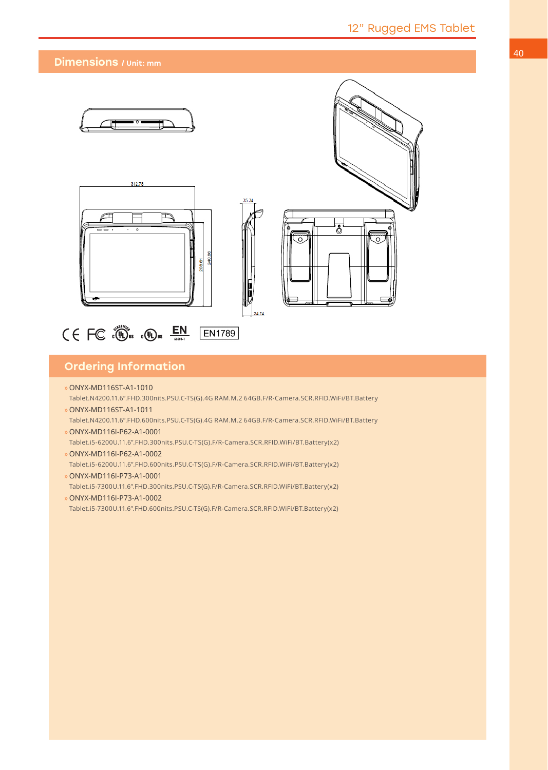## Dimensions / Unit: mm

312.78

35.34

208.61

240.66

24.74

CE FC EN EN1789

## Ordering Information

» ONYX-MD116ST-A1-1010
Tablet.N4200.11.6".FHD.300nits.PSU.C-TS(G).4G RAM.M.2 64GB.F/R-Camera.SCR.RFID.WiFi/BT.Battery

» ONYX-MD116ST-A1-1011
Tablet.N4200.11.6".FHD.600nits.PSU.C-TS(G).4G RAM.M.2 64GB.F/R-Camera.SCR.RFID.WiFi/BT.Battery

» ONYX-MD116I-P62-A1-0001
Tablet.i5-6200U.11.6".FHD.300nits.PSU.C-TS(G).F/R-Camera.SCR.RFID.WiFi/BT.Battery(x2)

» ONYX-MD116I-P62-A1-0002
Tablet.i5-6200U.11.6".FHD.600nits.PSU.C-TS(G).F/R-Camera.SCR.RFID.WiFi/BT.Battery(x2)

» ONYX-MD116I-P73-A1-0001
Tablet.i5-7300U.11.6".FHD.300nits.PSU.C-TS(G).F/R-Camera.SCR.RFID.WiFi/BT.Battery(x2)

» ONYX-MD116I-P73-A1-0002
Tablet.i5-7300U.11.6".FHD.600nits.PSU.C-TS(G).F/R-Camera.SCR.RFID.WiFi/BT.Battery(x2)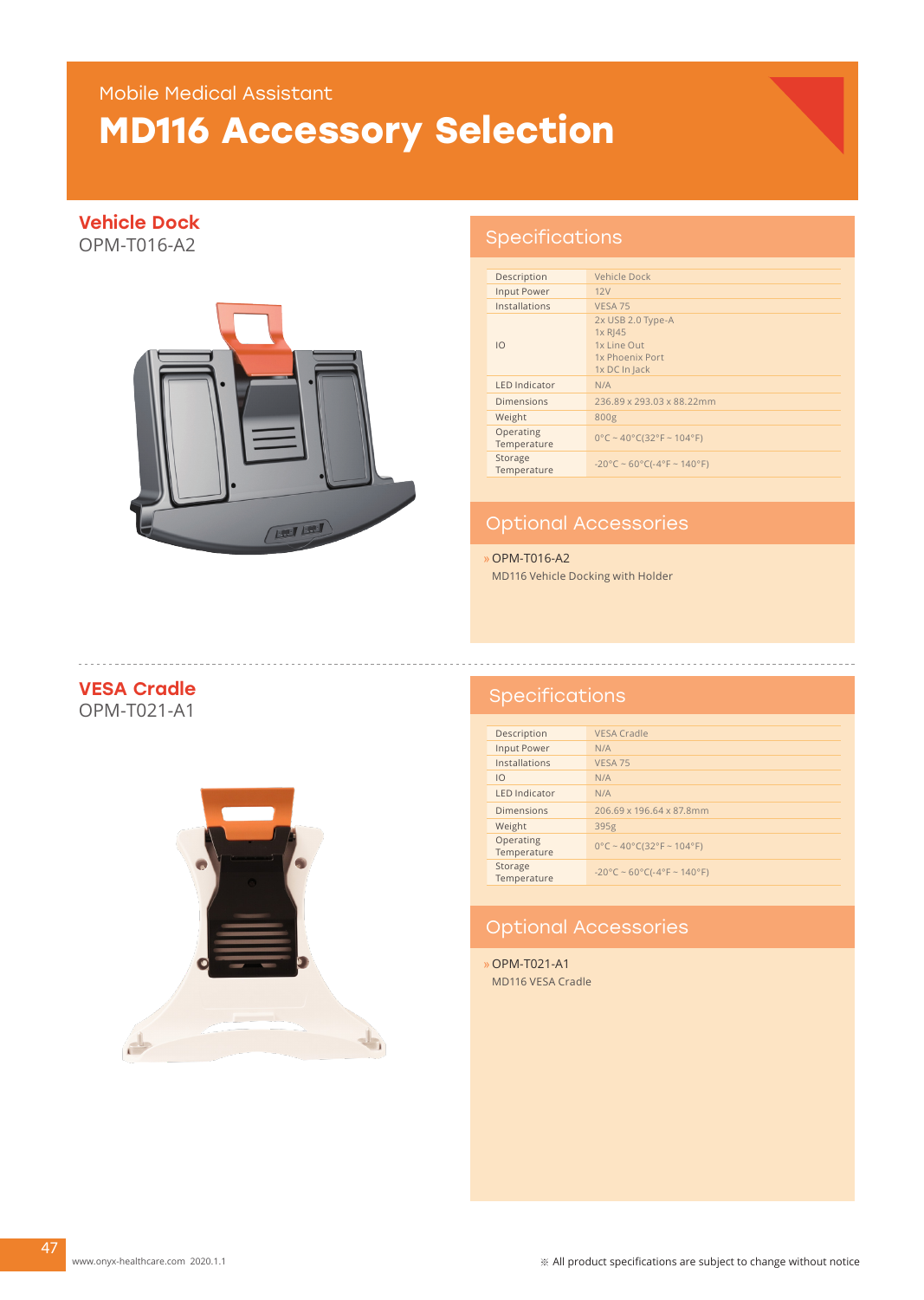Mobile Medical Assistant

# MD116 Accessory Selection

## Vehicle Dock

OPM-T016-A2

### Specifications

| | |
|---|---|
| Description | Vehicle Dock |
| Input Power | 12V |
| Installations | VESA 75 |
| IO | 2x USB 2.0 Type-A<br>1x RJ45<br>1x Line Out<br>1x Phoenix Port<br>1x DC In Jack |
| LED Indicator | N/A |
| Dimensions | 236.89 x 293.03 x 88.22mm |
| Weight | 800g |
| Operating Temperature | 0°C ~ 40°C(32°F ~ 104°F) |
| Storage Temperature | -20°C ~ 60°C(-4°F ~ 140°F) |

### Optional Accessories

» OPM-T016-A2
MD116 Vehicle Docking with Holder

## VESA Cradle

OPM-T021-A1

### Specifications

| | |
|---|---|
| Description | VESA Cradle |
| Input Power | N/A |
| Installations | VESA 75 |
| IO | N/A |
| LED Indicator | N/A |
| Dimensions | 206.69 x 196.64 x 87.8mm |
| Weight | 395g |
| Operating Temperature | 0°C ~ 40°C(32°F ~ 104°F) |
| Storage Temperature | -20°C ~ 60°C(-4°F ~ 140°F) |

### Optional Accessories

» OPM-T021-A1
MD116 VESA Cradle

www.onyx-healthcare.com 2020.1.1

※ All product specifications are subject to change without notice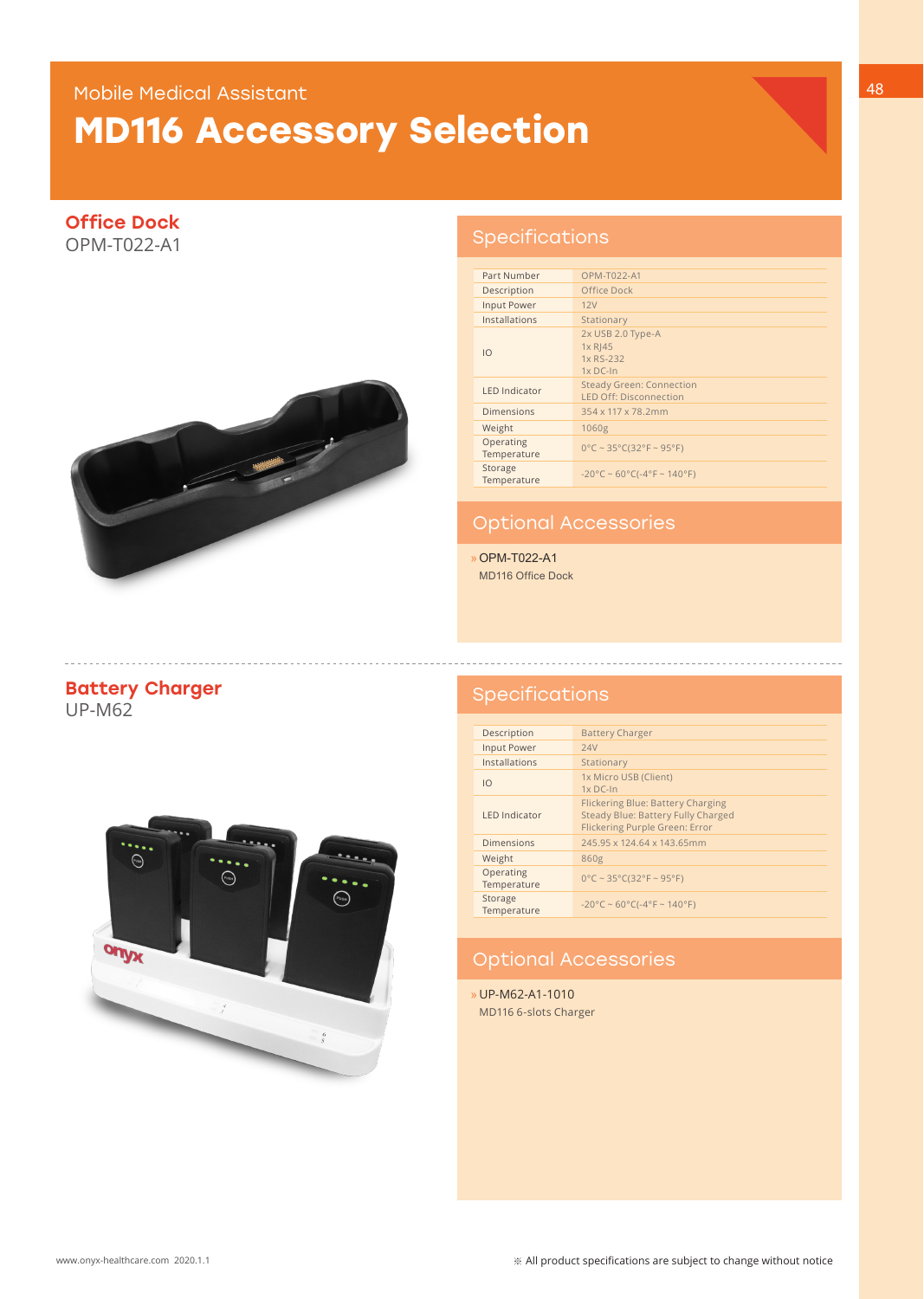Mobile Medical Assistant

# MD116 Accessory Selection

## Office Dock

OPM-T022-A1

### Specifications

| | |
|---|---|
| Part Number | OPM-T022-A1 |
| Description | Office Dock |
| Input Power | 12V |
| Installations | Stationary |
| IO | 2x USB 2.0 Type-A<br>1x RJ45<br>1x RS-232<br>1x DC-In |
| LED Indicator | Steady Green: Connection<br>LED Off: Disconnection |
| Dimensions | 354 x 117 x 78.2mm |
| Weight | 1060g |
| Operating Temperature | 0°C ~ 35°C(32°F ~ 95°F) |
| Storage Temperature | -20°C ~ 60°C(-4°F ~ 140°F) |

### Optional Accessories

» OPM-T022-A1
MD116 Office Dock

## Battery Charger

UP-M62

### Specifications

| | |
|---|---|
| Description | Battery Charger |
| Input Power | 24V |
| Installations | Stationary |
| IO | 1x Micro USB (Client)<br>1x DC-In |
| LED Indicator | Flickering Blue: Battery Charging<br>Steady Blue: Battery Fully Charged<br>Flickering Purple Green: Error |
| Dimensions | 245.95 x 124.64 x 143.65mm |
| Weight | 860g |
| Operating Temperature | 0°C ~ 35°C(32°F ~ 95°F) |
| Storage Temperature | -20°C ~ 60°C(-4°F ~ 140°F) |

### Optional Accessories

» UP-M62-A1-1010
MD116 6-slots Charger

www.onyx-healthcare.com 2020.1.1

※ All product specifications are subject to change without notice